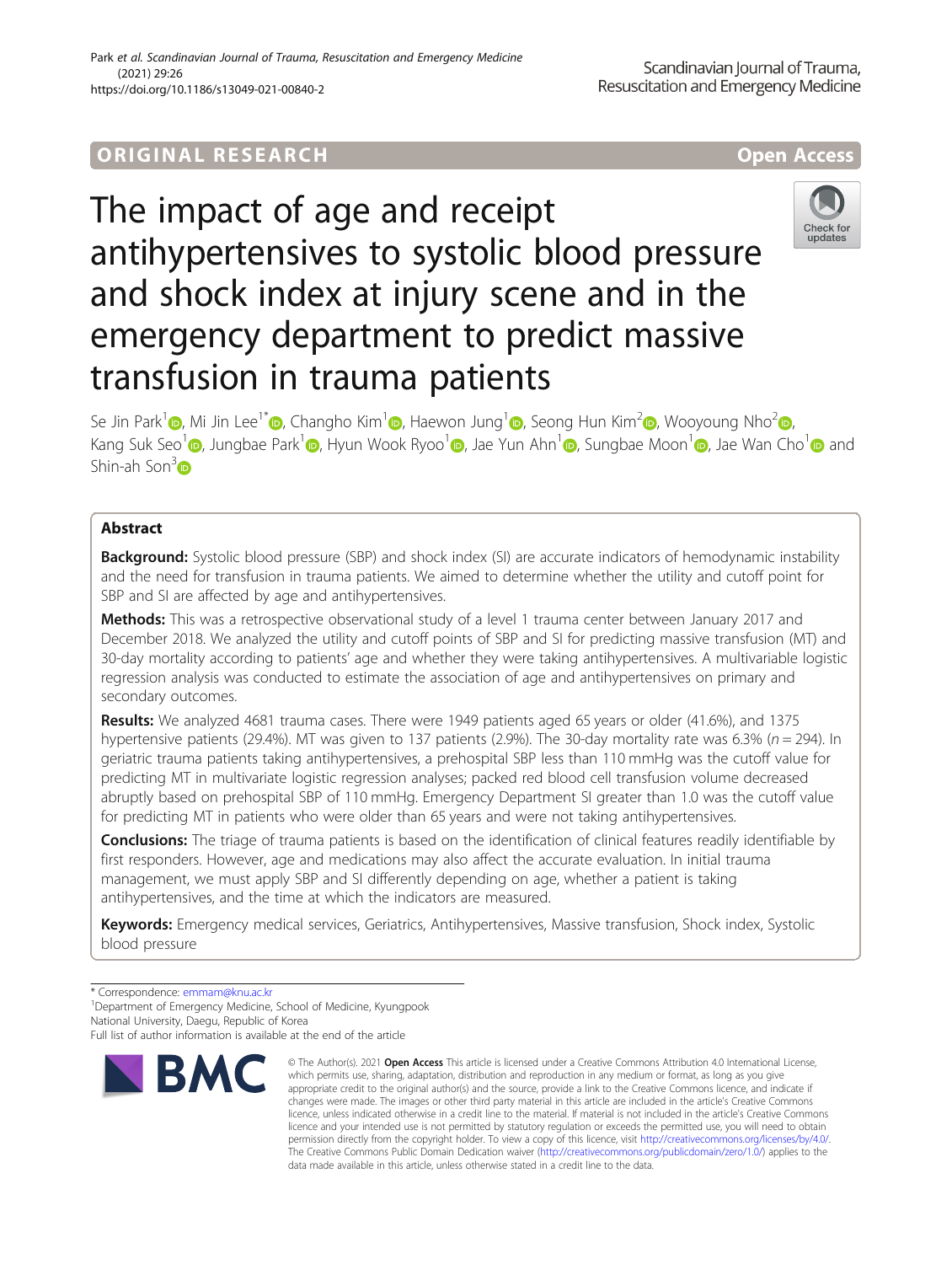ORIGINAL RESEARCH

Open Access

# The impact of age and receipt antihypertensives to systolic blood pressure and shock index at injury scene and in the emergency department to predict massive transfusion in trauma patients

Se Jin Park[1], Mi Jin Lee[1*], Changho Kim[1], Haewon Jung[1], Seong Hun Kim[2], Wooyoung Nho[2], Kang Suk Seo[1], Jungbae Park[1], Hyun Wook Ryoo[1], Jae Yun Ahn[1], Sungbae Moon[1], Jae Wan Cho[1] and Shin-ah Son[3]

## Abstract

**Background:** Systolic blood pressure (SBP) and shock index (SI) are accurate indicators of hemodynamic instability and the need for transfusion in trauma patients. We aimed to determine whether the utility and cutoff point for SBP and SI are affected by age and antihypertensives.

**Methods:** This was a retrospective observational study of a level 1 trauma center between January 2017 and December 2018. We analyzed the utility and cutoff points of SBP and SI for predicting massive transfusion (MT) and 30-day mortality according to patients' age and whether they were taking antihypertensives. A multivariable logistic regression analysis was conducted to estimate the association of age and antihypertensives on primary and secondary outcomes.

**Results:** We analyzed 4681 trauma cases. There were 1949 patients aged 65 years or older (41.6%), and 1375 hypertensive patients (29.4%). MT was given to 137 patients (2.9%). The 30-day mortality rate was 6.3% ($n = 294$). In geriatric trauma patients taking antihypertensives, a prehospital SBP less than 110 mmHg was the cutoff value for predicting MT in multivariate logistic regression analyses; packed red blood cell transfusion volume decreased abruptly based on prehospital SBP of 110 mmHg. Emergency Department SI greater than 1.0 was the cutoff value for predicting MT in patients who were older than 65 years and were not taking antihypertensives.

**Conclusions:** The triage of trauma patients is based on the identification of clinical features readily identifiable by first responders. However, age and medications may also affect the accurate evaluation. In initial trauma management, we must apply SBP and SI differently depending on age, whether a patient is taking antihypertensives, and the time at which the indicators are measured.

**Keywords:** Emergency medical services, Geriatrics, Antihypertensives, Massive transfusion, Shock index, Systolic blood pressure

\* Correspondence: emmam@knu.ac.kr

[1]Department of Emergency Medicine, School of Medicine, Kyungpook National University, Daegu, Republic of Korea

Full list of author information is available at the end of the article

© The Author(s). 2021 **Open Access** This article is licensed under a Creative Commons Attribution 4.0 International License, which permits use, sharing, adaptation, distribution and reproduction in any medium or format, as long as you give appropriate credit to the original author(s) and the source, provide a link to the Creative Commons licence, and indicate if changes were made. The images or other third party material in this article are included in the article's Creative Commons licence, unless indicated otherwise in a credit line to the material. If material is not included in the article's Creative Commons licence and your intended use is not permitted by statutory regulation or exceeds the permitted use, you will need to obtain permission directly from the copyright holder. To view a copy of this licence, visit http://creativecommons.org/licenses/by/4.0/. The Creative Commons Public Domain Dedication waiver (http://creativecommons.org/publicdomain/zero/1.0/) applies to the data made available in this article, unless otherwise stated in a credit line to the data.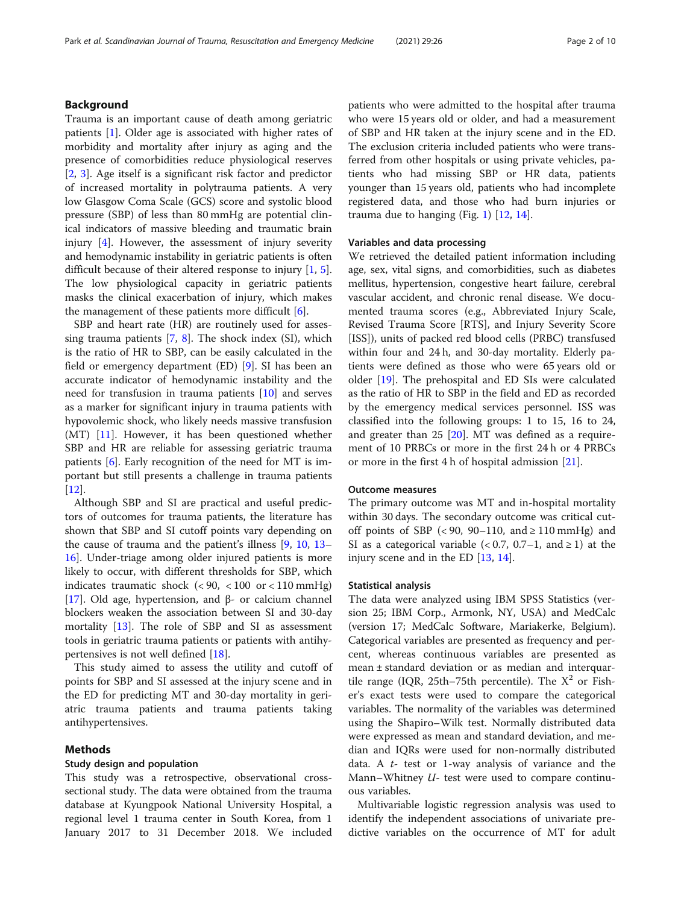## Background

Trauma is an important cause of death among geriatric patients [1]. Older age is associated with higher rates of morbidity and mortality after injury as aging and the presence of comorbidities reduce physiological reserves [2, 3]. Age itself is a significant risk factor and predictor of increased mortality in polytrauma patients. A very low Glasgow Coma Scale (GCS) score and systolic blood pressure (SBP) of less than 80 mmHg are potential clinical indicators of massive bleeding and traumatic brain injury [4]. However, the assessment of injury severity and hemodynamic instability in geriatric patients is often difficult because of their altered response to injury [1, 5]. The low physiological capacity in geriatric patients masks the clinical exacerbation of injury, which makes the management of these patients more difficult [6].

SBP and heart rate (HR) are routinely used for assessing trauma patients [7, 8]. The shock index (SI), which is the ratio of HR to SBP, can be easily calculated in the field or emergency department (ED) [9]. SI has been an accurate indicator of hemodynamic instability and the need for transfusion in trauma patients [10] and serves as a marker for significant injury in trauma patients with hypovolemic shock, who likely needs massive transfusion (MT) [11]. However, it has been questioned whether SBP and HR are reliable for assessing geriatric trauma patients [6]. Early recognition of the need for MT is important but still presents a challenge in trauma patients [12].

Although SBP and SI are practical and useful predictors of outcomes for trauma patients, the literature has shown that SBP and SI cutoff points vary depending on the cause of trauma and the patient's illness [9, 10, 13–16]. Under-triage among older injured patients is more likely to occur, with different thresholds for SBP, which indicates traumatic shock (< 90, < 100 or < 110 mmHg) [17]. Old age, hypertension, and β- or calcium channel blockers weaken the association between SI and 30-day mortality [13]. The role of SBP and SI as assessment tools in geriatric trauma patients or patients with antihypertensives is not well defined [18].

This study aimed to assess the utility and cutoff of points for SBP and SI assessed at the injury scene and in the ED for predicting MT and 30-day mortality in geriatric trauma patients and trauma patients taking antihypertensives.

## Methods

### Study design and population

This study was a retrospective, observational cross-sectional study. The data were obtained from the trauma database at Kyungpook National University Hospital, a regional level 1 trauma center in South Korea, from 1 January 2017 to 31 December 2018. We included patients who were admitted to the hospital after trauma who were 15 years old or older, and had a measurement of SBP and HR taken at the injury scene and in the ED. The exclusion criteria included patients who were transferred from other hospitals or using private vehicles, patients who had missing SBP or HR data, patients younger than 15 years old, patients who had incomplete registered data, and those who had burn injuries or trauma due to hanging (Fig. 1) [12, 14].

### Variables and data processing

We retrieved the detailed patient information including age, sex, vital signs, and comorbidities, such as diabetes mellitus, hypertension, congestive heart failure, cerebral vascular accident, and chronic renal disease. We documented trauma scores (e.g., Abbreviated Injury Scale, Revised Trauma Score [RTS], and Injury Severity Score [ISS]), units of packed red blood cells (PRBC) transfused within four and 24 h, and 30-day mortality. Elderly patients were defined as those who were 65 years old or older [19]. The prehospital and ED SIs were calculated as the ratio of HR to SBP in the field and ED as recorded by the emergency medical services personnel. ISS was classified into the following groups: 1 to 15, 16 to 24, and greater than 25 [20]. MT was defined as a requirement of 10 PRBCs or more in the first 24 h or 4 PRBCs or more in the first 4 h of hospital admission [21].

### Outcome measures

The primary outcome was MT and in-hospital mortality within 30 days. The secondary outcome was critical cutoff points of SBP (< 90, 90–110, and ≥ 110 mmHg) and SI as a categorical variable (< 0.7, 0.7–1, and ≥ 1) at the injury scene and in the ED [13, 14].

### Statistical analysis

The data were analyzed using IBM SPSS Statistics (version 25; IBM Corp., Armonk, NY, USA) and MedCalc (version 17; MedCalc Software, Mariakerke, Belgium). Categorical variables are presented as frequency and percent, whereas continuous variables are presented as mean ± standard deviation or as median and interquartile range (IQR, 25th–75th percentile). The $X^2$ or Fisher's exact tests were used to compare the categorical variables. The normality of the variables was determined using the Shapiro–Wilk test. Normally distributed data were expressed as mean and standard deviation, and median and IQRs were used for non-normally distributed data. A *t*- test or 1-way analysis of variance and the Mann–Whitney *U*- test were used to compare continuous variables.

Multivariable logistic regression analysis was used to identify the independent associations of univariate predictive variables on the occurrence of MT for adult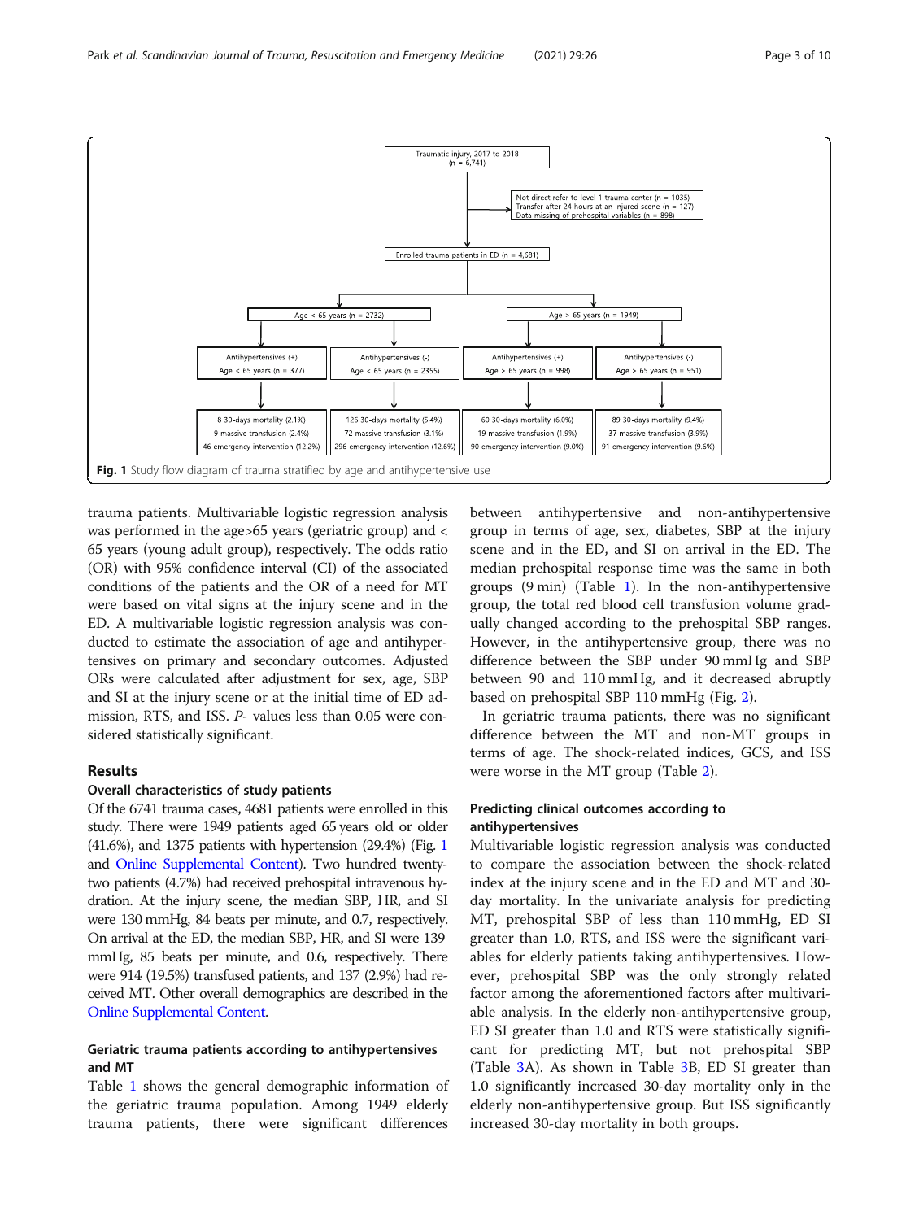Traumatic injury, 2017 to 2018 (n = 6,741)

- Not direct refer to level 1 trauma center (n = 1035)
- Transfer after 24 hours at an injured scene (n = 127)
- Data missing of prehospital variables (n = 898)

Enrolled trauma patients in ED (n = 4,681)

Age < 65 years (n = 2732)

- Antihypertensives (+) Age < 65 years (n = 377): 8 30-days mortality (2.1%), 9 massive transfusion (2.4%), 46 emergency intervention (12.2%)
- Antihypertensives (-) Age < 65 years (n = 2355): 126 30-days mortality (5.4%), 72 massive transfusion (3.1%), 296 emergency intervention (12.6%)

Age > 65 years (n = 1949)

- Antihypertensives (+) Age > 65 years (n = 998): 60 30-days mortality (6.0%), 19 massive transfusion (1.9%), 90 emergency intervention (9.0%)
- Antihypertensives (-) Age > 65 years (n = 951): 89 30-days mortality (9.4%), 37 massive transfusion (3.9%), 91 emergency intervention (9.6%)

**Fig. 1** Study flow diagram of trauma stratified by age and antihypertensive use

trauma patients. Multivariable logistic regression analysis was performed in the age>65 years (geriatric group) and < 65 years (young adult group), respectively. The odds ratio (OR) with 95% confidence interval (CI) of the associated conditions of the patients and the OR of a need for MT were based on vital signs at the injury scene and in the ED. A multivariable logistic regression analysis was conducted to estimate the association of age and antihypertensives on primary and secondary outcomes. Adjusted ORs were calculated after adjustment for sex, age, SBP and SI at the injury scene or at the initial time of ED admission, RTS, and ISS. *P*- values less than 0.05 were considered statistically significant.

## Results

### Overall characteristics of study patients

Of the 6741 trauma cases, 4681 patients were enrolled in this study. There were 1949 patients aged 65 years old or older (41.6%), and 1375 patients with hypertension (29.4%) (Fig. 1 and Online Supplemental Content). Two hundred twenty-two patients (4.7%) had received prehospital intravenous hydration. At the injury scene, the median SBP, HR, and SI were 130 mmHg, 84 beats per minute, and 0.7, respectively. On arrival at the ED, the median SBP, HR, and SI were 139 mmHg, 85 beats per minute, and 0.6, respectively. There were 914 (19.5%) transfused patients, and 137 (2.9%) had received MT. Other overall demographics are described in the Online Supplemental Content.

### Geriatric trauma patients according to antihypertensives and MT

Table 1 shows the general demographic information of the geriatric trauma population. Among 1949 elderly trauma patients, there were significant differences between antihypertensive and non-antihypertensive group in terms of age, sex, diabetes, SBP at the injury scene and in the ED, and SI on arrival in the ED. The median prehospital response time was the same in both groups (9 min) (Table 1). In the non-antihypertensive group, the total red blood cell transfusion volume gradually changed according to the prehospital SBP ranges. However, in the antihypertensive group, there was no difference between the SBP under 90 mmHg and SBP between 90 and 110 mmHg, and it decreased abruptly based on prehospital SBP 110 mmHg (Fig. 2).

In geriatric trauma patients, there was no significant difference between the MT and non-MT groups in terms of age. The shock-related indices, GCS, and ISS were worse in the MT group (Table 2).

### Predicting clinical outcomes according to antihypertensives

Multivariable logistic regression analysis was conducted to compare the association between the shock-related index at the injury scene and in the ED and MT and 30-day mortality. In the univariate analysis for predicting MT, prehospital SBP of less than 110 mmHg, ED SI greater than 1.0, RTS, and ISS were the significant variables for elderly patients taking antihypertensives. However, prehospital SBP was the only strongly related factor among the aforementioned factors after multivariable analysis. In the elderly non-antihypertensive group, ED SI greater than 1.0 and RTS were statistically significant for predicting MT, but not prehospital SBP (Table 3A). As shown in Table 3B, ED SI greater than 1.0 significantly increased 30-day mortality only in the elderly non-antihypertensive group. But ISS significantly increased 30-day mortality in both groups.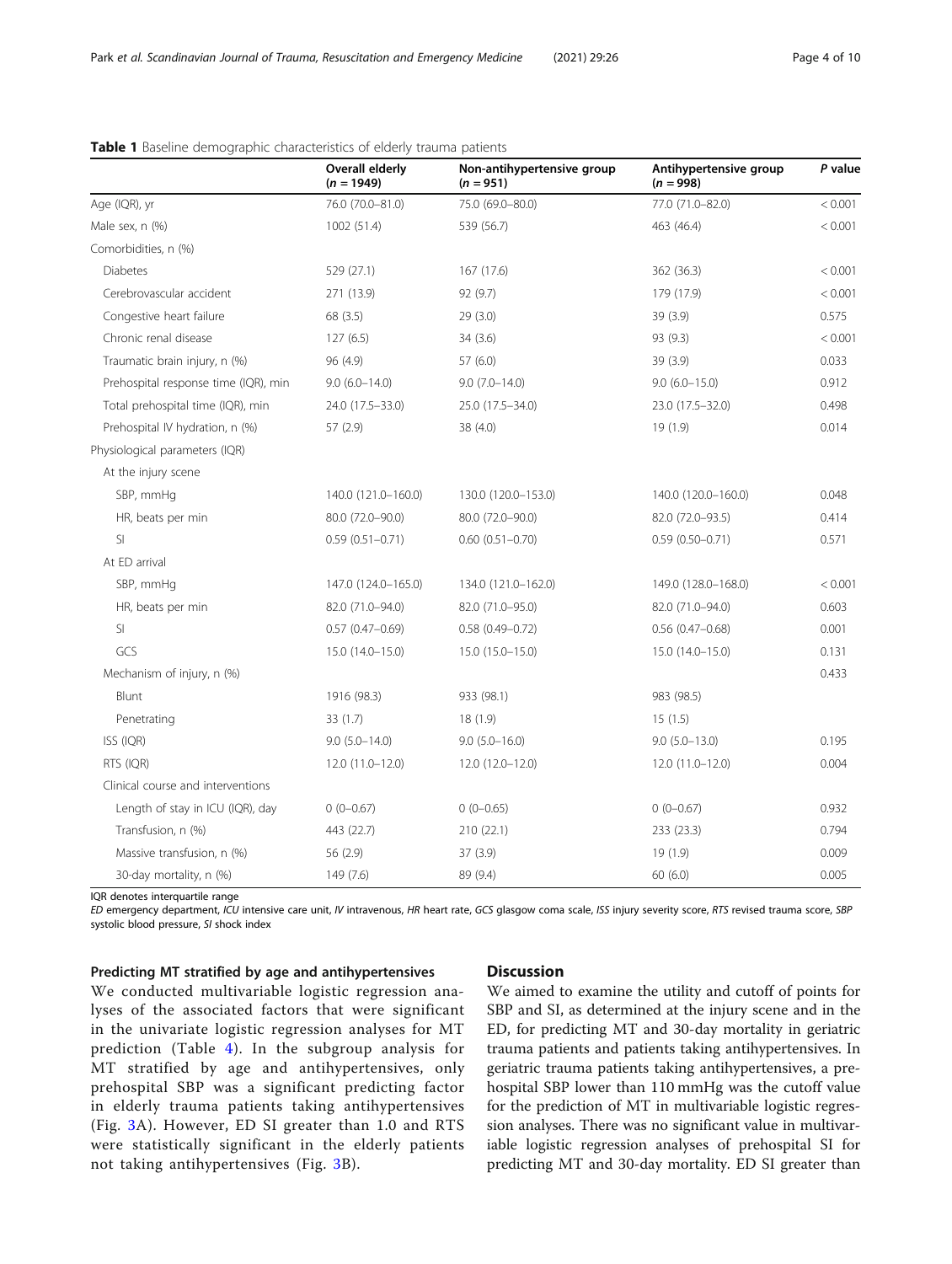**Table 1** Baseline demographic characteristics of elderly trauma patients

| | Overall elderly ($n$ = 1949) | Non-antihypertensive group ($n$ = 951) | Antihypertensive group ($n$ = 998) | P value |
|---|---|---|---|---|
| Age (IQR), yr | 76.0 (70.0–81.0) | 75.0 (69.0–80.0) | 77.0 (71.0–82.0) | < 0.001 |
| Male sex, n (%) | 1002 (51.4) | 539 (56.7) | 463 (46.4) | < 0.001 |
| Comorbidities, n (%) | | | | |
| Diabetes | 529 (27.1) | 167 (17.6) | 362 (36.3) | < 0.001 |
| Cerebrovascular accident | 271 (13.9) | 92 (9.7) | 179 (17.9) | < 0.001 |
| Congestive heart failure | 68 (3.5) | 29 (3.0) | 39 (3.9) | 0.575 |
| Chronic renal disease | 127 (6.5) | 34 (3.6) | 93 (9.3) | < 0.001 |
| Traumatic brain injury, n (%) | 96 (4.9) | 57 (6.0) | 39 (3.9) | 0.033 |
| Prehospital response time (IQR), min | 9.0 (6.0–14.0) | 9.0 (7.0–14.0) | 9.0 (6.0–15.0) | 0.912 |
| Total prehospital time (IQR), min | 24.0 (17.5–33.0) | 25.0 (17.5–34.0) | 23.0 (17.5–32.0) | 0.498 |
| Prehospital IV hydration, n (%) | 57 (2.9) | 38 (4.0) | 19 (1.9) | 0.014 |
| Physiological parameters (IQR) | | | | |
| At the injury scene | | | | |
| SBP, mmHg | 140.0 (121.0–160.0) | 130.0 (120.0–153.0) | 140.0 (120.0–160.0) | 0.048 |
| HR, beats per min | 80.0 (72.0–90.0) | 80.0 (72.0–90.0) | 82.0 (72.0–93.5) | 0.414 |
| SI | 0.59 (0.51–0.71) | 0.60 (0.51–0.70) | 0.59 (0.50–0.71) | 0.571 |
| At ED arrival | | | | |
| SBP, mmHg | 147.0 (124.0–165.0) | 134.0 (121.0–162.0) | 149.0 (128.0–168.0) | < 0.001 |
| HR, beats per min | 82.0 (71.0–94.0) | 82.0 (71.0–95.0) | 82.0 (71.0–94.0) | 0.603 |
| SI | 0.57 (0.47–0.69) | 0.58 (0.49–0.72) | 0.56 (0.47–0.68) | 0.001 |
| GCS | 15.0 (14.0–15.0) | 15.0 (15.0–15.0) | 15.0 (14.0–15.0) | 0.131 |
| Mechanism of injury, n (%) | | | | 0.433 |
| Blunt | 1916 (98.3) | 933 (98.1) | 983 (98.5) | |
| Penetrating | 33 (1.7) | 18 (1.9) | 15 (1.5) | |
| ISS (IQR) | 9.0 (5.0–14.0) | 9.0 (5.0–16.0) | 9.0 (5.0–13.0) | 0.195 |
| RTS (IQR) | 12.0 (11.0–12.0) | 12.0 (12.0–12.0) | 12.0 (11.0–12.0) | 0.004 |
| Clinical course and interventions | | | | |
| Length of stay in ICU (IQR), day | 0 (0–0.67) | 0 (0–0.65) | 0 (0–0.67) | 0.932 |
| Transfusion, n (%) | 443 (22.7) | 210 (22.1) | 233 (23.3) | 0.794 |
| Massive transfusion, n (%) | 56 (2.9) | 37 (3.9) | 19 (1.9) | 0.009 |
| 30-day mortality, n (%) | 149 (7.6) | 89 (9.4) | 60 (6.0) | 0.005 |

IQR denotes interquartile range

*ED* emergency department, *ICU* intensive care unit, *IV* intravenous, *HR* heart rate, *GCS* glasgow coma scale, *ISS* injury severity score, *RTS* revised trauma score, *SBP* systolic blood pressure, *SI* shock index

#### Predicting MT stratified by age and antihypertensives

We conducted multivariable logistic regression analyses of the associated factors that were significant in the univariate logistic regression analyses for MT prediction (Table 4). In the subgroup analysis for MT stratified by age and antihypertensives, only prehospital SBP was a significant predicting factor in elderly trauma patients taking antihypertensives (Fig. 3A). However, ED SI greater than 1.0 and RTS were statistically significant in the elderly patients not taking antihypertensives (Fig. 3B).

## Discussion

We aimed to examine the utility and cutoff of points for SBP and SI, as determined at the injury scene and in the ED, for predicting MT and 30-day mortality in geriatric trauma patients and patients taking antihypertensives. In geriatric trauma patients taking antihypertensives, a prehospital SBP lower than 110 mmHg was the cutoff value for the prediction of MT in multivariable logistic regression analyses. There was no significant value in multivariable logistic regression analyses of prehospital SI for predicting MT and 30-day mortality. ED SI greater than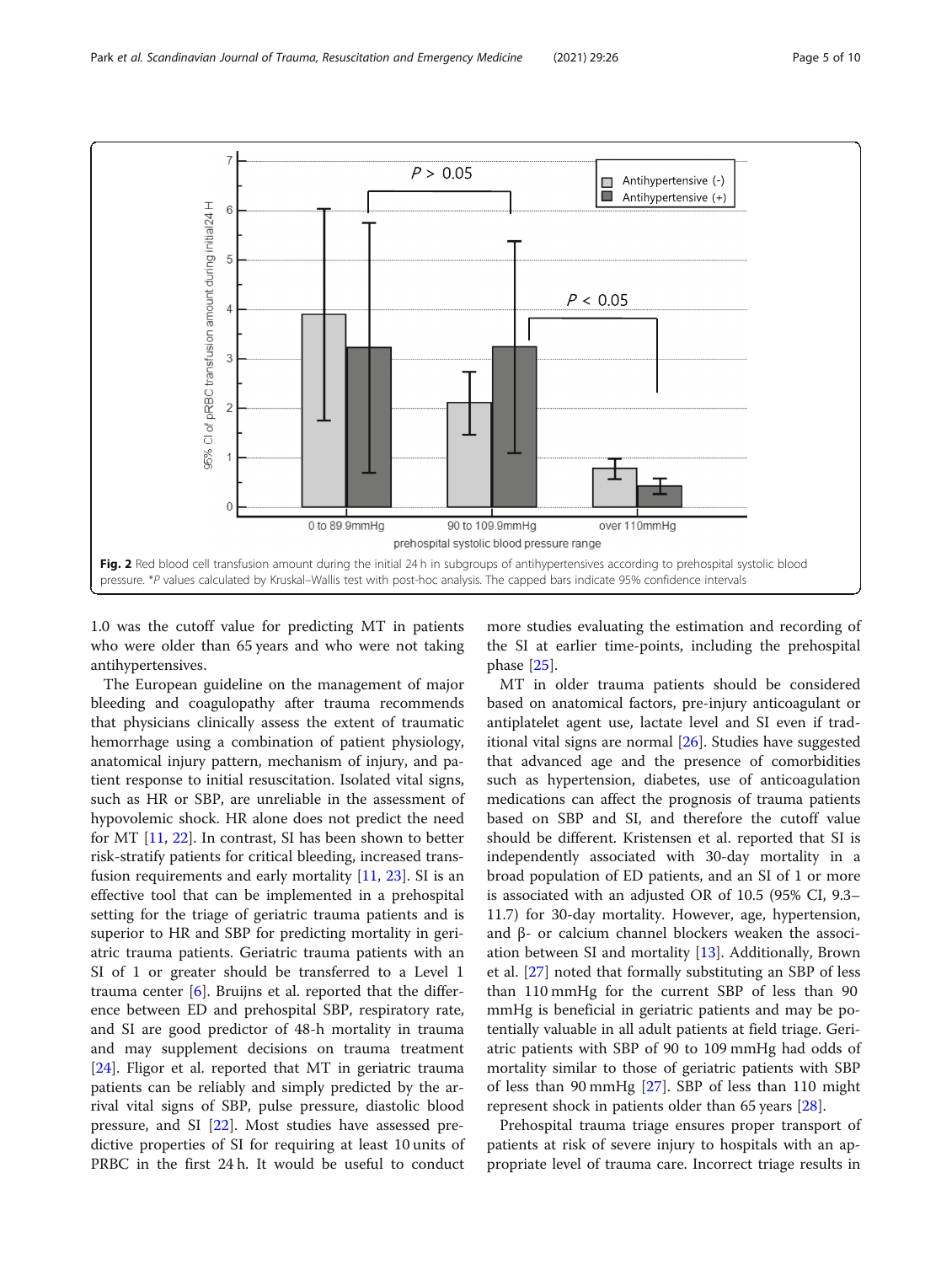**Fig. 2** Red blood cell transfusion amount during the initial 24 h in subgroups of antihypertensives according to prehospital systolic blood pressure. *P values calculated by Kruskal–Wallis test with post-hoc analysis. The capped bars indicate 95% confidence intervals

1.0 was the cutoff value for predicting MT in patients who were older than 65 years and who were not taking antihypertensives.

The European guideline on the management of major bleeding and coagulopathy after trauma recommends that physicians clinically assess the extent of traumatic hemorrhage using a combination of patient physiology, anatomical injury pattern, mechanism of injury, and patient response to initial resuscitation. Isolated vital signs, such as HR or SBP, are unreliable in the assessment of hypovolemic shock. HR alone does not predict the need for MT [11, 22]. In contrast, SI has been shown to better risk-stratify patients for critical bleeding, increased transfusion requirements and early mortality [11, 23]. SI is an effective tool that can be implemented in a prehospital setting for the triage of geriatric trauma patients and is superior to HR and SBP for predicting mortality in geriatric trauma patients. Geriatric trauma patients with an SI of 1 or greater should be transferred to a Level 1 trauma center [6]. Bruijns et al. reported that the difference between ED and prehospital SBP, respiratory rate, and SI are good predictor of 48-h mortality in trauma and may supplement decisions on trauma treatment [24]. Fligor et al. reported that MT in geriatric trauma patients can be reliably and simply predicted by the arrival vital signs of SBP, pulse pressure, diastolic blood pressure, and SI [22]. Most studies have assessed predictive properties of SI for requiring at least 10 units of PRBC in the first 24 h. It would be useful to conduct more studies evaluating the estimation and recording of the SI at earlier time-points, including the prehospital phase [25].

MT in older trauma patients should be considered based on anatomical factors, pre-injury anticoagulant or antiplatelet agent use, lactate level and SI even if traditional vital signs are normal [26]. Studies have suggested that advanced age and the presence of comorbidities such as hypertension, diabetes, use of anticoagulation medications can affect the prognosis of trauma patients based on SBP and SI, and therefore the cutoff value should be different. Kristensen et al. reported that SI is independently associated with 30-day mortality in a broad population of ED patients, and an SI of 1 or more is associated with an adjusted OR of 10.5 (95% CI, 9.3–11.7) for 30-day mortality. However, age, hypertension, and β- or calcium channel blockers weaken the association between SI and mortality [13]. Additionally, Brown et al. [27] noted that formally substituting an SBP of less than 110 mmHg for the current SBP of less than 90 mmHg is beneficial in geriatric patients and may be potentially valuable in all adult patients at field triage. Geriatric patients with SBP of 90 to 109 mmHg had odds of mortality similar to those of geriatric patients with SBP of less than 90 mmHg [27]. SBP of less than 110 might represent shock in patients older than 65 years [28].

Prehospital trauma triage ensures proper transport of patients at risk of severe injury to hospitals with an appropriate level of trauma care. Incorrect triage results in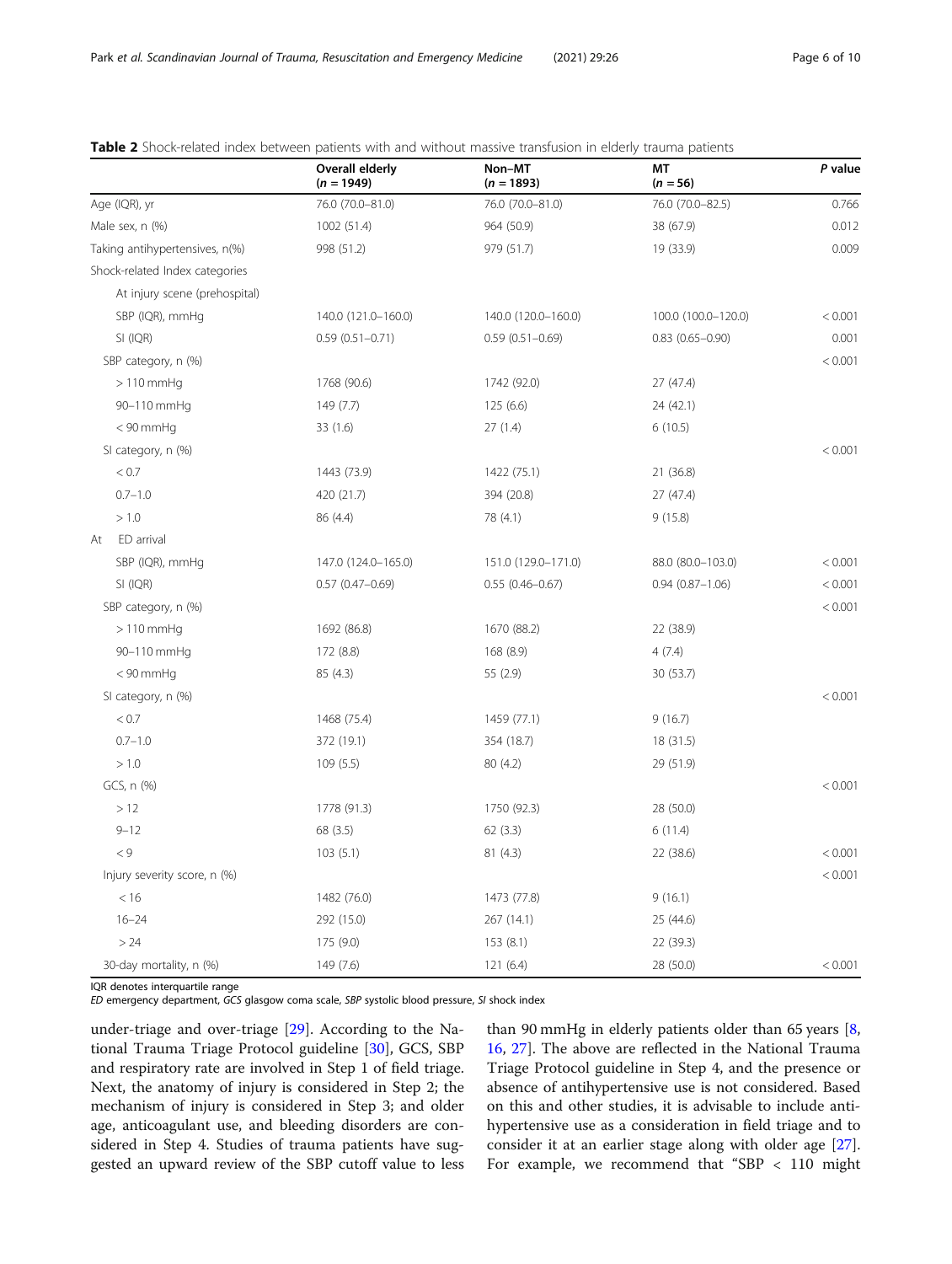**Table 2** Shock-related index between patients with and without massive transfusion in elderly trauma patients

| | Overall elderly ($n$ = 1949) | Non–MT ($n$ = 1893) | MT ($n$ = 56) | P value |
|---|---|---|---|---|
| Age (IQR), yr | 76.0 (70.0–81.0) | 76.0 (70.0–81.0) | 76.0 (70.0–82.5) | 0.766 |
| Male sex, n (%) | 1002 (51.4) | 964 (50.9) | 38 (67.9) | 0.012 |
| Taking antihypertensives, n(%) | 998 (51.2) | 979 (51.7) | 19 (33.9) | 0.009 |
| Shock-related Index categories | | | | |
| At injury scene (prehospital) | | | | |
| SBP (IQR), mmHg | 140.0 (121.0–160.0) | 140.0 (120.0–160.0) | 100.0 (100.0–120.0) | < 0.001 |
| SI (IQR) | 0.59 (0.51–0.71) | 0.59 (0.51–0.69) | 0.83 (0.65–0.90) | 0.001 |
| SBP category, n (%) | | | | < 0.001 |
| > 110 mmHg | 1768 (90.6) | 1742 (92.0) | 27 (47.4) | |
| 90–110 mmHg | 149 (7.7) | 125 (6.6) | 24 (42.1) | |
| < 90 mmHg | 33 (1.6) | 27 (1.4) | 6 (10.5) | |
| SI category, n (%) | | | | < 0.001 |
| < 0.7 | 1443 (73.9) | 1422 (75.1) | 21 (36.8) | |
| 0.7–1.0 | 420 (21.7) | 394 (20.8) | 27 (47.4) | |
| > 1.0 | 86 (4.4) | 78 (4.1) | 9 (15.8) | |
| At ED arrival | | | | |
| SBP (IQR), mmHg | 147.0 (124.0–165.0) | 151.0 (129.0–171.0) | 88.0 (80.0–103.0) | < 0.001 |
| SI (IQR) | 0.57 (0.47–0.69) | 0.55 (0.46–0.67) | 0.94 (0.87–1.06) | < 0.001 |
| SBP category, n (%) | | | | < 0.001 |
| > 110 mmHg | 1692 (86.8) | 1670 (88.2) | 22 (38.9) | |
| 90–110 mmHg | 172 (8.8) | 168 (8.9) | 4 (7.4) | |
| < 90 mmHg | 85 (4.3) | 55 (2.9) | 30 (53.7) | |
| SI category, n (%) | | | | < 0.001 |
| < 0.7 | 1468 (75.4) | 1459 (77.1) | 9 (16.7) | |
| 0.7–1.0 | 372 (19.1) | 354 (18.7) | 18 (31.5) | |
| > 1.0 | 109 (5.5) | 80 (4.2) | 29 (51.9) | |
| GCS, n (%) | | | | < 0.001 |
| > 12 | 1778 (91.3) | 1750 (92.3) | 28 (50.0) | |
| 9–12 | 68 (3.5) | 62 (3.3) | 6 (11.4) | |
| < 9 | 103 (5.1) | 81 (4.3) | 22 (38.6) | < 0.001 |
| Injury severity score, n (%) | | | | < 0.001 |
| < 16 | 1482 (76.0) | 1473 (77.8) | 9 (16.1) | |
| 16–24 | 292 (15.0) | 267 (14.1) | 25 (44.6) | |
| > 24 | 175 (9.0) | 153 (8.1) | 22 (39.3) | |
| 30-day mortality, n (%) | 149 (7.6) | 121 (6.4) | 28 (50.0) | < 0.001 |

IQR denotes interquartile range
*ED* emergency department, *GCS* glasgow coma scale, *SBP* systolic blood pressure, *SI* shock index

under-triage and over-triage [29]. According to the National Trauma Triage Protocol guideline [30], GCS, SBP and respiratory rate are involved in Step 1 of field triage. Next, the anatomy of injury is considered in Step 2; the mechanism of injury is considered in Step 3; and older age, anticoagulant use, and bleeding disorders are considered in Step 4. Studies of trauma patients have suggested an upward review of the SBP cutoff value to less than 90 mmHg in elderly patients older than 65 years [8, 16, 27]. The above are reflected in the National Trauma Triage Protocol guideline in Step 4, and the presence or absence of antihypertensive use is not considered. Based on this and other studies, it is advisable to include antihypertensive use as a consideration in field triage and to consider it at an earlier stage along with older age [27]. For example, we recommend that "SBP < 110 might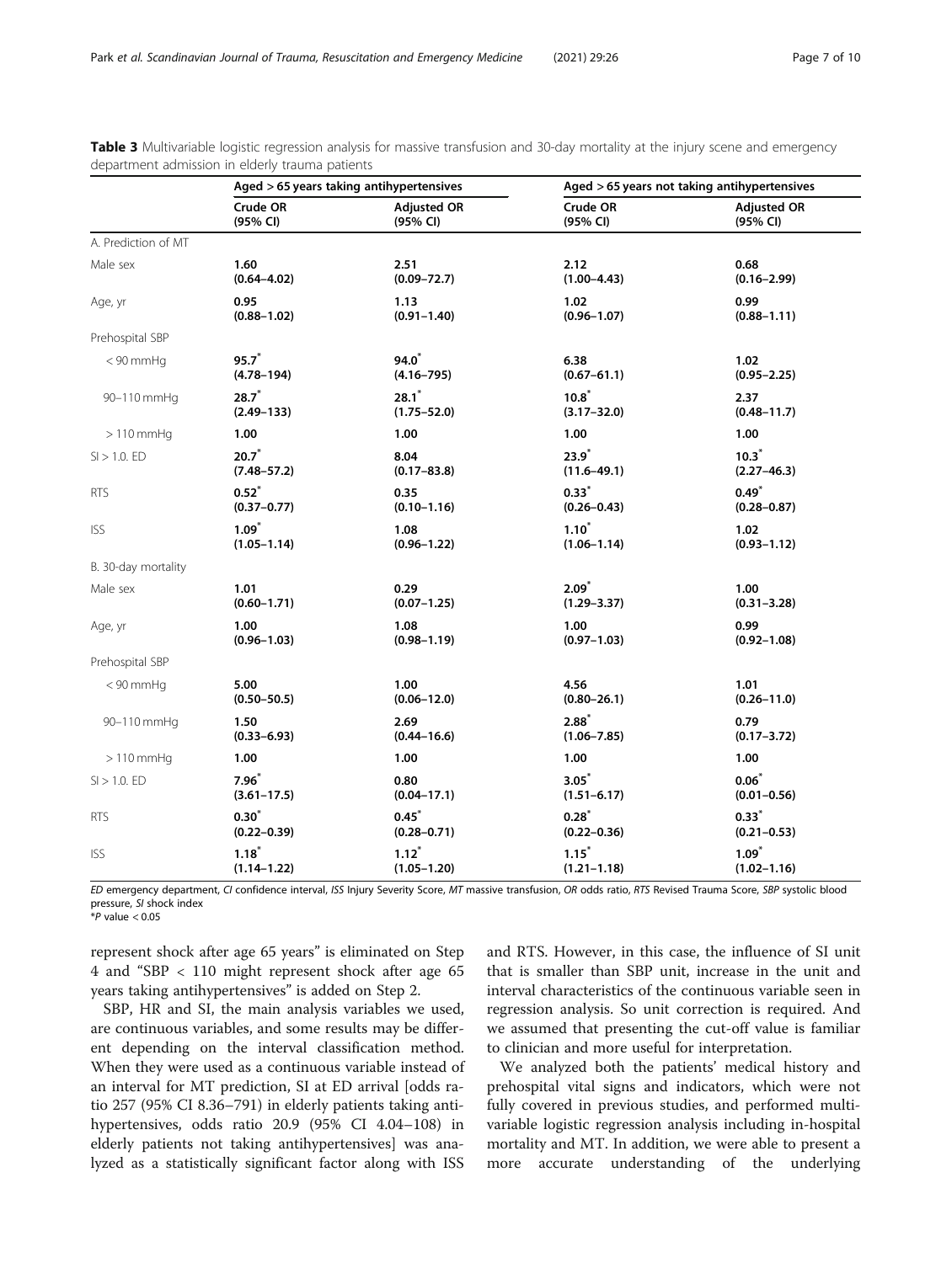**Table 3** Multivariable logistic regression analysis for massive transfusion and 30-day mortality at the injury scene and emergency department admission in elderly trauma patients

| | Aged > 65 years taking antihypertensives | | Aged > 65 years not taking antihypertensives | |
|---|---|---|---|---|
| | Crude OR (95% CI) | Adjusted OR (95% CI) | Crude OR (95% CI) | Adjusted OR (95% CI) |
| A. Prediction of MT | | | | |
| Male sex | 1.60 (0.64–4.02) | 2.51 (0.09–72.7) | 2.12 (1.00–4.43) | 0.68 (0.16–2.99) |
| Age, yr | 0.95 (0.88–1.02) | 1.13 (0.91–1.40) | 1.02 (0.96–1.07) | 0.99 (0.88–1.11) |
| Prehospital SBP | | | | |
| < 90 mmHg | 95.7* (4.78–194) | 94.0* (4.16–795) | 6.38 (0.67–61.1) | 1.02 (0.95–2.25) |
| 90–110 mmHg | 28.7* (2.49–133) | 28.1* (1.75–52.0) | 10.8* (3.17–32.0) | 2.37 (0.48–11.7) |
| > 110 mmHg | 1.00 | 1.00 | 1.00 | 1.00 |
| SI > 1.0. ED | 20.7* (7.48–57.2) | 8.04 (0.17–83.8) | 23.9* (11.6–49.1) | 10.3* (2.27–46.3) |
| RTS | 0.52* (0.37–0.77) | 0.35 (0.10–1.16) | 0.33* (0.26–0.43) | 0.49* (0.28–0.87) |
| ISS | 1.09* (1.05–1.14) | 1.08 (0.96–1.22) | 1.10* (1.06–1.14) | 1.02 (0.93–1.12) |
| B. 30-day mortality | | | | |
| Male sex | 1.01 (0.60–1.71) | 0.29 (0.07–1.25) | 2.09* (1.29–3.37) | 1.00 (0.31–3.28) |
| Age, yr | 1.00 (0.96–1.03) | 1.08 (0.98–1.19) | 1.00 (0.97–1.03) | 0.99 (0.92–1.08) |
| Prehospital SBP | | | | |
| < 90 mmHg | 5.00 (0.50–50.5) | 1.00 (0.06–12.0) | 4.56 (0.80–26.1) | 1.01 (0.26–11.0) |
| 90–110 mmHg | 1.50 (0.33–6.93) | 2.69 (0.44–16.6) | 2.88* (1.06–7.85) | 0.79 (0.17–3.72) |
| > 110 mmHg | 1.00 | 1.00 | 1.00 | 1.00 |
| SI > 1.0. ED | 7.96* (3.61–17.5) | 0.80 (0.04–17.1) | 3.05* (1.51–6.17) | 0.06* (0.01–0.56) |
| RTS | 0.30* (0.22–0.39) | 0.45* (0.28–0.71) | 0.28* (0.22–0.36) | 0.33* (0.21–0.53) |
| ISS | 1.18* (1.14–1.22) | 1.12* (1.05–1.20) | 1.15* (1.21–1.18) | 1.09* (1.02–1.16) |

*ED* emergency department, *CI* confidence interval, *ISS* Injury Severity Score, *MT* massive transfusion, *OR* odds ratio, *RTS* Revised Trauma Score, *SBP* systolic blood pressure, *SI* shock index

*$P$ value $< 0.05$

represent shock after age 65 years" is eliminated on Step 4 and "SBP < 110 might represent shock after age 65 years taking antihypertensives" is added on Step 2.

SBP, HR and SI, the main analysis variables we used, are continuous variables, and some results may be different depending on the interval classification method. When they were used as a continuous variable instead of an interval for MT prediction, SI at ED arrival [odds ratio 257 (95% CI 8.36–791) in elderly patients taking antihypertensives, odds ratio 20.9 (95% CI 4.04–108) in elderly patients not taking antihypertensives] was analyzed as a statistically significant factor along with ISS and RTS. However, in this case, the influence of SI unit that is smaller than SBP unit, increase in the unit and interval characteristics of the continuous variable seen in regression analysis. So unit correction is required. And we assumed that presenting the cut-off value is familiar to clinician and more useful for interpretation.

We analyzed both the patients' medical history and prehospital vital signs and indicators, which were not fully covered in previous studies, and performed multivariable logistic regression analysis including in-hospital mortality and MT. In addition, we were able to present a more accurate understanding of the underlying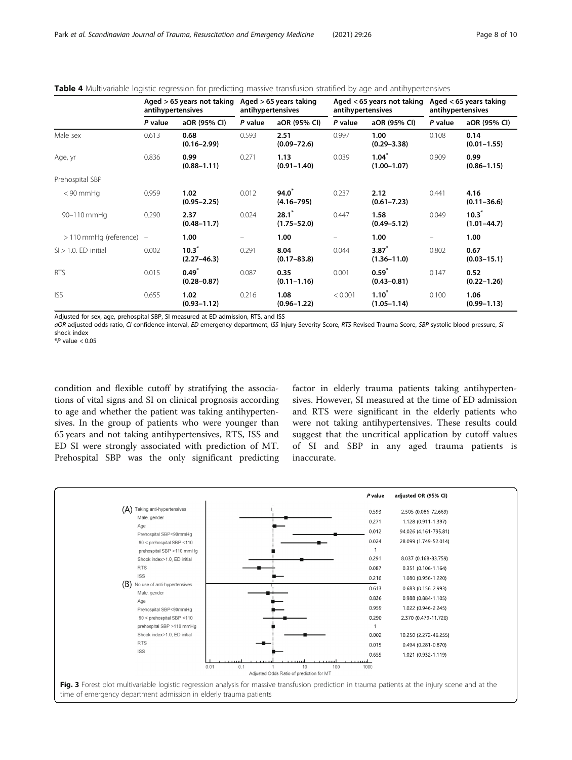**Table 4** Multivariable logistic regression for predicting massive transfusion stratified by age and antihypertensives

| | Aged > 65 years not taking antihypertensives | | Aged > 65 years taking antihypertensives | | Aged < 65 years not taking antihypertensives | | Aged < 65 years taking antihypertensives | |
|---|---|---|---|---|---|---|---|---|
| | *P* value | aOR (95% CI) | *P* value | aOR (95% CI) | *P* value | aOR (95% CI) | *P* value | aOR (95% CI) |
| Male sex | 0.613 | **0.68 (0.16–2.99)** | 0.593 | **2.51 (0.09–72.6)** | 0.997 | **1.00 (0.29–3.38)** | 0.108 | **0.14 (0.01–1.55)** |
| Age, yr | 0.836 | **0.99 (0.88–1.11)** | 0.271 | **1.13 (0.91–1.40)** | 0.039 | **1.04* (1.00–1.07)** | 0.909 | **0.99 (0.86–1.15)** |
| Prehospital SBP | | | | | | | | |
| < 90 mmHg | 0.959 | **1.02 (0.95–2.25)** | 0.012 | **94.0* (4.16–795)** | 0.237 | **2.12 (0.61–7.23)** | 0.441 | **4.16 (0.11–36.6)** |
| 90–110 mmHg | 0.290 | **2.37 (0.48–11.7)** | 0.024 | **28.1* (1.75–52.0)** | 0.447 | **1.58 (0.49–5.12)** | 0.049 | **10.3* (1.01–44.7)** |
| > 110 mmHg (reference) | – | **1.00** | – | **1.00** | – | **1.00** | – | **1.00** |
| SI > 1.0. ED initial | 0.002 | **10.3* (2.27–46.3)** | 0.291 | **8.04 (0.17–83.8)** | 0.044 | **3.87* (1.36–11.0)** | 0.802 | **0.67 (0.03–15.1)** |
| RTS | 0.015 | **0.49* (0.28–0.87)** | 0.087 | **0.35 (0.11–1.16)** | 0.001 | **0.59* (0.43–0.81)** | 0.147 | **0.52 (0.22–1.26)** |
| ISS | 0.655 | **1.02 (0.93–1.12)** | 0.216 | **1.08 (0.96–1.22)** | < 0.001 | **1.10* (1.05–1.14)** | 0.100 | **1.06 (0.99–1.13)** |

Adjusted for sex, age, prehospital SBP, SI measured at ED admission, RTS, and ISS

*aOR* adjusted odds ratio, *CI* confidence interval, *ED* emergency department, *ISS* Injury Severity Score, *RTS* Revised Trauma Score, *SBP* systolic blood pressure, *SI* shock index

**P* value < 0.05

condition and flexible cutoff by stratifying the associations of vital signs and SI on clinical prognosis according to age and whether the patient was taking antihypertensives. In the group of patients who were younger than 65 years and not taking antihypertensives, RTS, ISS and ED SI were strongly associated with prediction of MT. Prehospital SBP was the only significant predicting factor in elderly trauma patients taking antihypertensives. However, SI measured at the time of ED admission and RTS were significant in the elderly patients who were not taking antihypertensives. These results could suggest that the uncritical application by cutoff values of SI and SBP in any aged trauma patients is inaccurate.

**Fig. 3** Forest plot multivariable logistic regression analysis for massive transfusion prediction in trauma patients at the injury scene and at the time of emergency department admission in elderly trauma patients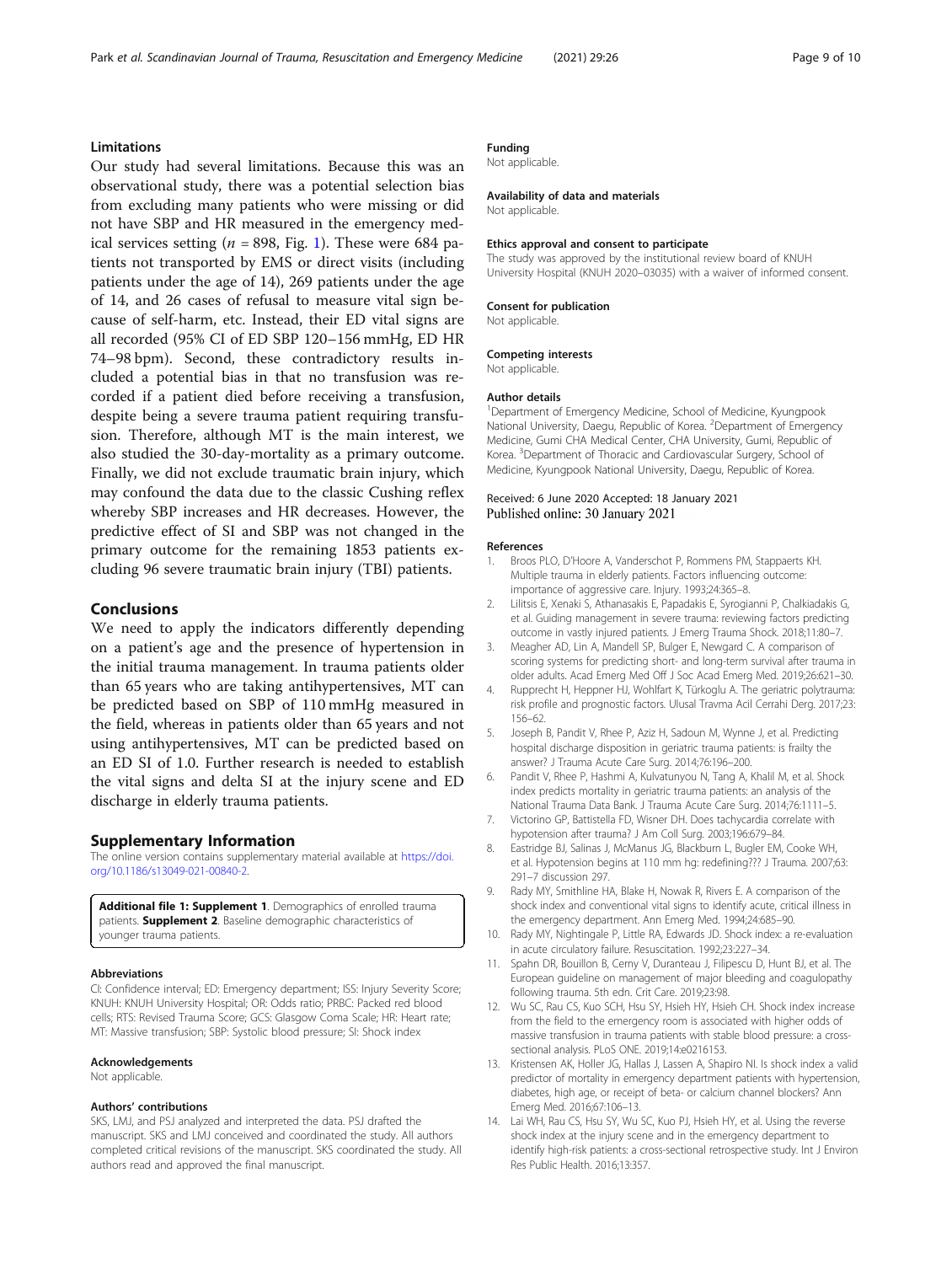## Limitations

Our study had several limitations. Because this was an observational study, there was a potential selection bias from excluding many patients who were missing or did not have SBP and HR measured in the emergency medical services setting ($n$ = 898, Fig. 1). These were 684 patients not transported by EMS or direct visits (including patients under the age of 14), 269 patients under the age of 14, and 26 cases of refusal to measure vital sign because of self-harm, etc. Instead, their ED vital signs are all recorded (95% CI of ED SBP 120–156 mmHg, ED HR 74–98 bpm). Second, these contradictory results included a potential bias in that no transfusion was recorded if a patient died before receiving a transfusion, despite being a severe trauma patient requiring transfusion. Therefore, although MT is the main interest, we also studied the 30-day-mortality as a primary outcome. Finally, we did not exclude traumatic brain injury, which may confound the data due to the classic Cushing reflex whereby SBP increases and HR decreases. However, the predictive effect of SI and SBP was not changed in the primary outcome for the remaining 1853 patients excluding 96 severe traumatic brain injury (TBI) patients.

## Conclusions

We need to apply the indicators differently depending on a patient's age and the presence of hypertension in the initial trauma management. In trauma patients older than 65 years who are taking antihypertensives, MT can be predicted based on SBP of 110 mmHg measured in the field, whereas in patients older than 65 years and not using antihypertensives, MT can be predicted based on an ED SI of 1.0. Further research is needed to establish the vital signs and delta SI at the injury scene and ED discharge in elderly trauma patients.

## Supplementary Information

The online version contains supplementary material available at https://doi.org/10.1186/s13049-021-00840-2.

**Additional file 1: Supplement 1**. Demographics of enrolled trauma patients. **Supplement 2**. Baseline demographic characteristics of younger trauma patients.

### Abbreviations

CI: Confidence interval; ED: Emergency department; ISS: Injury Severity Score; KNUH: KNUH University Hospital; OR: Odds ratio; PRBC: Packed red blood cells; RTS: Revised Trauma Score; GCS: Glasgow Coma Scale; HR: Heart rate; MT: Massive transfusion; SBP: Systolic blood pressure; SI: Shock index

### Acknowledgements

Not applicable.

### Authors' contributions

SKS, LMJ, and PSJ analyzed and interpreted the data. PSJ drafted the manuscript. SKS and LMJ conceived and coordinated the study. All authors completed critical revisions of the manuscript. SKS coordinated the study. All authors read and approved the final manuscript.

### Funding

Not applicable.

### Availability of data and materials

Not applicable.

### Ethics approval and consent to participate

The study was approved by the institutional review board of KNUH University Hospital (KNUH 2020–03035) with a waiver of informed consent.

### Consent for publication

Not applicable.

### Competing interests

Not applicable.

### Author details

[1]Department of Emergency Medicine, School of Medicine, Kyungpook National University, Daegu, Republic of Korea. [2]Department of Emergency Medicine, Gumi CHA Medical Center, CHA University, Gumi, Republic of Korea. [3]Department of Thoracic and Cardiovascular Surgery, School of Medicine, Kyungpook National University, Daegu, Republic of Korea.

Received: 6 June 2020 Accepted: 18 January 2021
Published online: 30 January 2021

### References

1. Broos PLO, D'Hoore A, Vanderschot P, Rommens PM, Stappaerts KH. Multiple trauma in elderly patients. Factors influencing outcome: importance of aggressive care. Injury. 1993;24:365–8.
2. Lilitsis E, Xenaki S, Athanasakis E, Papadakis E, Syrogianni P, Chalkiadakis G, et al. Guiding management in severe trauma: reviewing factors predicting outcome in vastly injured patients. J Emerg Trauma Shock. 2018;11:80–7.
3. Meagher AD, Lin A, Mandell SP, Bulger E, Newgard C. A comparison of scoring systems for predicting short- and long-term survival after trauma in older adults. Acad Emerg Med Off J Soc Acad Emerg Med. 2019;26:621–30.
4. Rupprecht H, Heppner HJ, Wohlfart K, Türkoglu A. The geriatric polytrauma: risk profile and prognostic factors. Ulusal Travma Acil Cerrahi Derg. 2017;23:156–62.
5. Joseph B, Pandit V, Rhee P, Aziz H, Sadoun M, Wynne J, et al. Predicting hospital discharge disposition in geriatric trauma patients: is frailty the answer? J Trauma Acute Care Surg. 2014;76:196–200.
6. Pandit V, Rhee P, Hashmi A, Kulvatunyou N, Tang A, Khalil M, et al. Shock index predicts mortality in geriatric trauma patients: an analysis of the National Trauma Data Bank. J Trauma Acute Care Surg. 2014;76:1111–5.
7. Victorino GP, Battistella FD, Wisner DH. Does tachycardia correlate with hypotension after trauma? J Am Coll Surg. 2003;196:679–84.
8. Eastridge BJ, Salinas J, McManus JG, Blackburn L, Bugler EM, Cooke WH, et al. Hypotension begins at 110 mm hg: redefining??? J Trauma. 2007;63:291–7 discussion 297.
9. Rady MY, Smithline HA, Blake H, Nowak R, Rivers E. A comparison of the shock index and conventional vital signs to identify acute, critical illness in the emergency department. Ann Emerg Med. 1994;24:685–90.
10. Rady MY, Nightingale P, Little RA, Edwards JD. Shock index: a re-evaluation in acute circulatory failure. Resuscitation. 1992;23:227–34.
11. Spahn DR, Bouillon B, Cerny V, Duranteau J, Filipescu D, Hunt BJ, et al. The European guideline on management of major bleeding and coagulopathy following trauma. 5th edn. Crit Care. 2019;23:98.
12. Wu SC, Rau CS, Kuo SCH, Hsu SY, Hsieh HY, Hsieh CH. Shock index increase from the field to the emergency room is associated with higher odds of massive transfusion in trauma patients with stable blood pressure: a cross-sectional analysis. PLoS ONE. 2019;14:e0216153.
13. Kristensen AK, Holler JG, Hallas J, Lassen A, Shapiro NI. Is shock index a valid predictor of mortality in emergency department patients with hypertension, diabetes, high age, or receipt of beta- or calcium channel blockers? Ann Emerg Med. 2016;67:106–13.
14. Lai WH, Rau CS, Hsu SY, Wu SC, Kuo PJ, Hsieh HY, et al. Using the reverse shock index at the injury scene and in the emergency department to identify high-risk patients: a cross-sectional retrospective study. Int J Environ Res Public Health. 2016;13:357.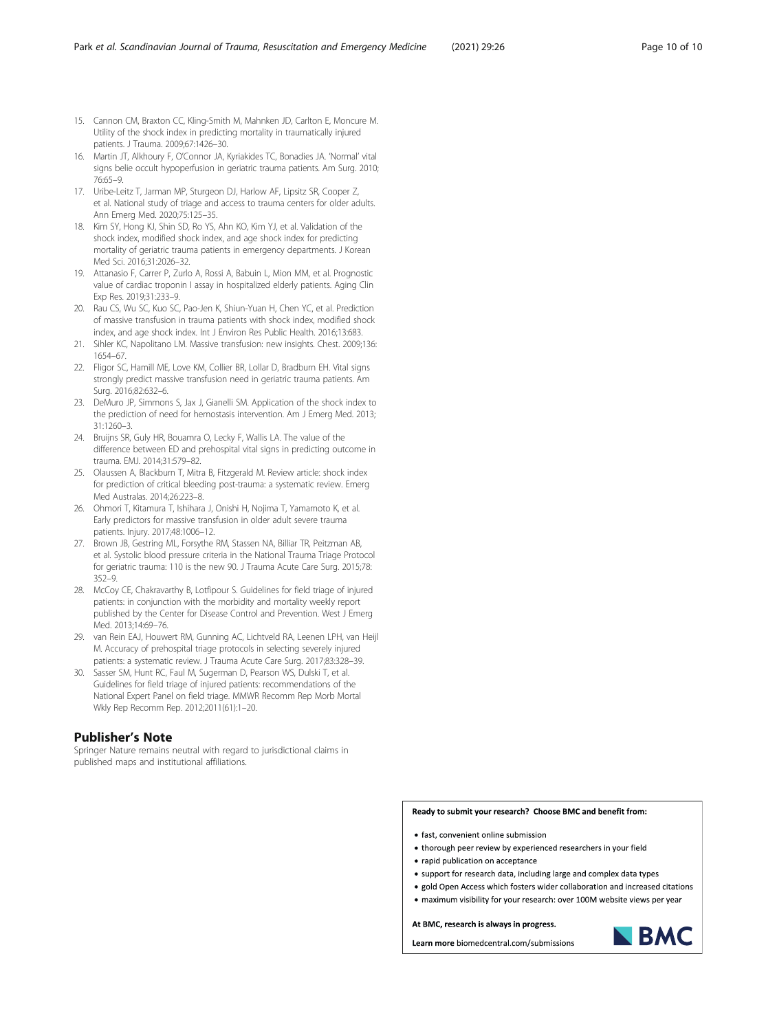15. Cannon CM, Braxton CC, Kling-Smith M, Mahnken JD, Carlton E, Moncure M. Utility of the shock index in predicting mortality in traumatically injured patients. J Trauma. 2009;67:1426–30.
16. Martin JT, Alkhoury F, O'Connor JA, Kyriakides TC, Bonadies JA. 'Normal' vital signs belie occult hypoperfusion in geriatric trauma patients. Am Surg. 2010;76:65–9.
17. Uribe-Leitz T, Jarman MP, Sturgeon DJ, Harlow AF, Lipsitz SR, Cooper Z, et al. National study of triage and access to trauma centers for older adults. Ann Emerg Med. 2020;75:125–35.
18. Kim SY, Hong KJ, Shin SD, Ro YS, Ahn KO, Kim YJ, et al. Validation of the shock index, modified shock index, and age shock index for predicting mortality of geriatric trauma patients in emergency departments. J Korean Med Sci. 2016;31:2026–32.
19. Attanasio F, Carrer P, Zurlo A, Rossi A, Babuin L, Mion MM, et al. Prognostic value of cardiac troponin I assay in hospitalized elderly patients. Aging Clin Exp Res. 2019;31:233–9.
20. Rau CS, Wu SC, Kuo SC, Pao-Jen K, Shiun-Yuan H, Chen YC, et al. Prediction of massive transfusion in trauma patients with shock index, modified shock index, and age shock index. Int J Environ Res Public Health. 2016;13:683.
21. Sihler KC, Napolitano LM. Massive transfusion: new insights. Chest. 2009;136:1654–67.
22. Fligor SC, Hamill ME, Love KM, Collier BR, Lollar D, Bradburn EH. Vital signs strongly predict massive transfusion need in geriatric trauma patients. Am Surg. 2016;82:632–6.
23. DeMuro JP, Simmons S, Jax J, Gianelli SM. Application of the shock index to the prediction of need for hemostasis intervention. Am J Emerg Med. 2013;31:1260–3.
24. Bruijns SR, Guly HR, Bouamra O, Lecky F, Wallis LA. The value of the difference between ED and prehospital vital signs in predicting outcome in trauma. EMJ. 2014;31:579–82.
25. Olaussen A, Blackburn T, Mitra B, Fitzgerald M. Review article: shock index for prediction of critical bleeding post-trauma: a systematic review. Emerg Med Australas. 2014;26:223–8.
26. Ohmori T, Kitamura T, Ishihara J, Onishi H, Nojima T, Yamamoto K, et al. Early predictors for massive transfusion in older adult severe trauma patients. Injury. 2017;48:1006–12.
27. Brown JB, Gestring ML, Forsythe RM, Stassen NA, Billiar TR, Peitzman AB, et al. Systolic blood pressure criteria in the National Trauma Triage Protocol for geriatric trauma: 110 is the new 90. J Trauma Acute Care Surg. 2015;78:352–9.
28. McCoy CE, Chakravarthy B, Lotfipour S. Guidelines for field triage of injured patients: in conjunction with the morbidity and mortality weekly report published by the Center for Disease Control and Prevention. West J Emerg Med. 2013;14:69–76.
29. van Rein EAJ, Houwert RM, Gunning AC, Lichtveld RA, Leenen LPH, van Heijl M. Accuracy of prehospital triage protocols in selecting severely injured patients: a systematic review. J Trauma Acute Care Surg. 2017;83:328–39.
30. Sasser SM, Hunt RC, Faul M, Sugerman D, Pearson WS, Dulski T, et al. Guidelines for field triage of injured patients: recommendations of the National Expert Panel on field triage. MMWR Recomm Rep Morb Mortal Wkly Rep Recomm Rep. 2012;2011(61):1–20.

## Publisher's Note

Springer Nature remains neutral with regard to jurisdictional claims in published maps and institutional affiliations.

**Ready to submit your research? Choose BMC and benefit from:**

- fast, convenient online submission
- thorough peer review by experienced researchers in your field
- rapid publication on acceptance
- support for research data, including large and complex data types
- gold Open Access which fosters wider collaboration and increased citations
- maximum visibility for your research: over 100M website views per year

**At BMC, research is always in progress.**

**Learn more** biomedcentral.com/submissions

BMC